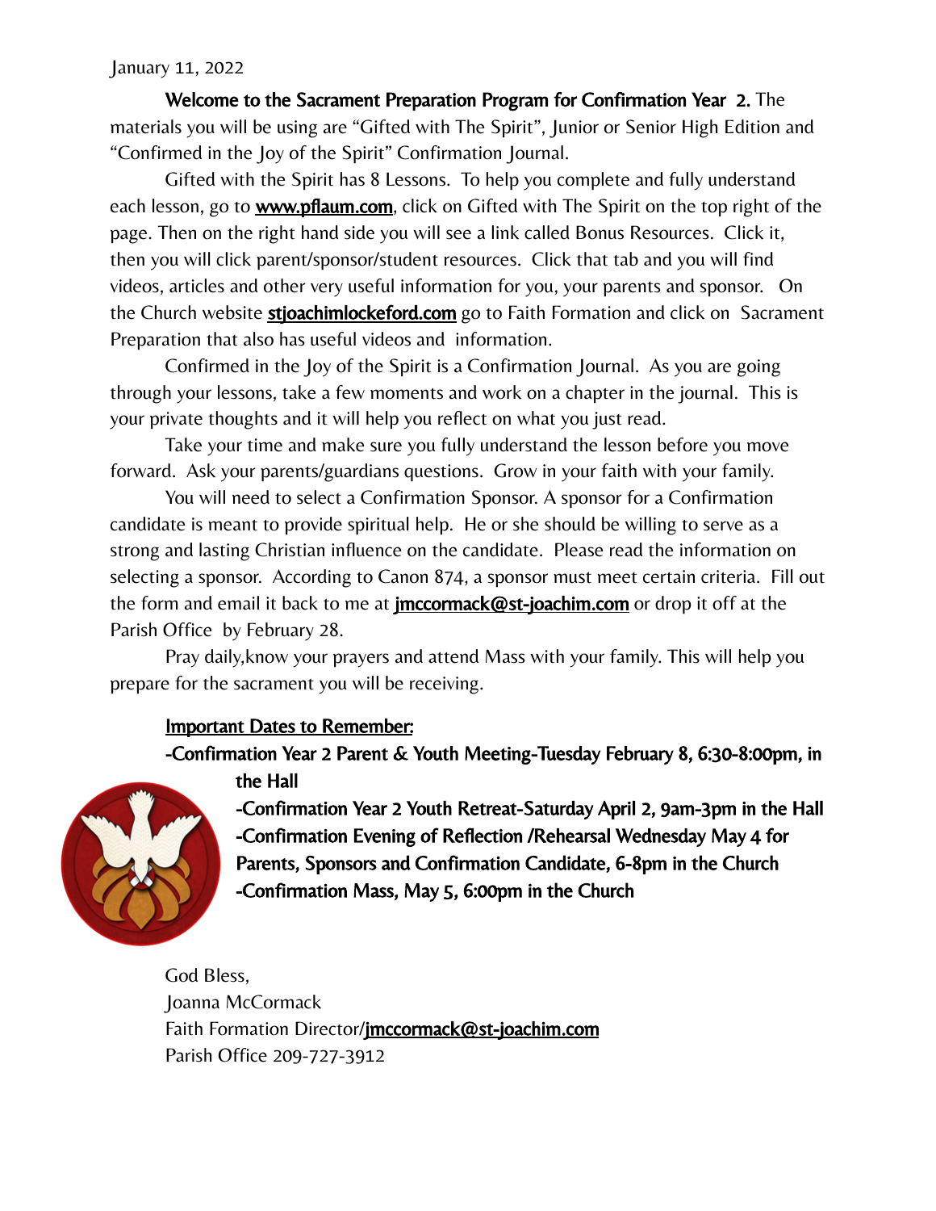January 11, 2022

**Welcome to the Sacrament Preparation Program for Confirmation Year 2.** The materials you will be using are "Gifted with The Spirit", Junior or Senior High Edition and "Confirmed in the Joy of the Spirit" Confirmation Journal.

Gifted with the Spirit has 8 Lessons. To help you complete and fully understand each lesson, go to **www.pflaum.com**, click on Gifted with The Spirit on the top right of the page. Then on the right hand side you will see a link called Bonus Resources. Click it, then you will click parent/sponsor/student resources. Click that tab and you will find videos, articles and other very useful information for you, your parents and sponsor. On the Church website **stjoachimlockeford.com** go to Faith Formation and click on Sacrament Preparation that also has useful videos and information.

Confirmed in the Joy of the Spirit is a Confirmation Journal. As you are going through your lessons, take a few moments and work on a chapter in the journal. This is your private thoughts and it will help you reflect on what you just read.

Take your time and make sure you fully understand the lesson before you move forward. Ask your parents/guardians questions. Grow in your faith with your family.

You will need to select a Confirmation Sponsor. A sponsor for a Confirmation candidate is meant to provide spiritual help. He or she should be willing to serve as a strong and lasting Christian influence on the candidate. Please read the information on selecting a sponsor. According to Canon 874, a sponsor must meet certain criteria. Fill out the form and email it back to me at **jmccormack@st-joachim.com** or drop it off at the Parish Office by February 28.

Pray daily,know your prayers and attend Mass with your family. This will help you prepare for the sacrament you will be receiving.

**Important Dates to Remember:**

**-Confirmation Year 2 Parent & Youth Meeting-Tuesday February 8, 6:30-8:00pm, in the Hall**

**-Confirmation Year 2 Youth Retreat-Saturday April 2, 9am-3pm in the Hall**

**-Confirmation Evening of Reflection /Rehearsal Wednesday May 4 for Parents, Sponsors and Confirmation Candidate, 6-8pm in the Church**

**-Confirmation Mass, May 5, 6:00pm in the Church**

God Bless,
Joanna McCormack
Faith Formation Director/**jmccormack@st-joachim.com**
Parish Office 209-727-3912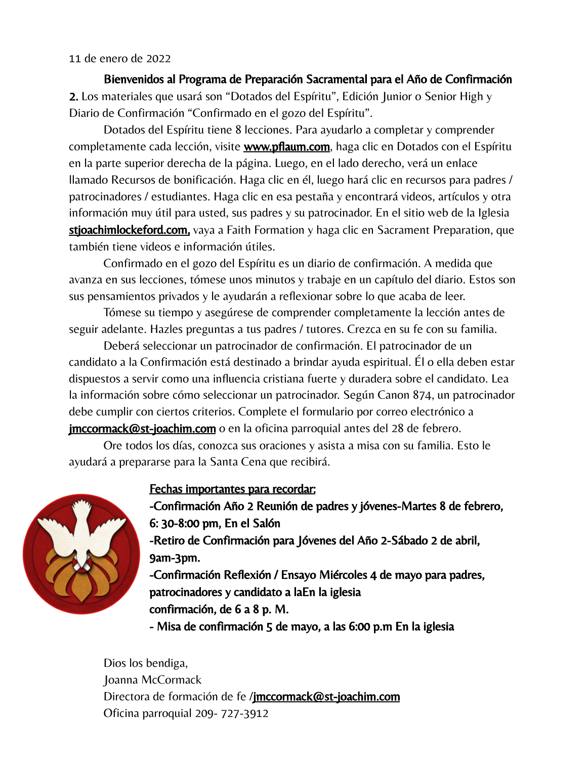11 de enero de 2022

**Bienvenidos al Programa de Preparación Sacramental para el Año de Confirmación 2.** Los materiales que usará son "Dotados del Espíritu", Edición Junior o Senior High y Diario de Confirmación "Confirmado en el gozo del Espíritu".

Dotados del Espíritu tiene 8 lecciones. Para ayudarlo a completar y comprender completamente cada lección, visite **www.pflaum.com**, haga clic en Dotados con el Espíritu en la parte superior derecha de la página. Luego, en el lado derecho, verá un enlace llamado Recursos de bonificación. Haga clic en él, luego hará clic en recursos para padres / patrocinadores / estudiantes. Haga clic en esa pestaña y encontrará videos, artículos y otra información muy útil para usted, sus padres y su patrocinador. En el sitio web de la Iglesia **stjoachimlockeford.com,** vaya a Faith Formation y haga clic en Sacrament Preparation, que también tiene videos e información útiles.

Confirmado en el gozo del Espíritu es un diario de confirmación. A medida que avanza en sus lecciones, tómese unos minutos y trabaje en un capítulo del diario. Estos son sus pensamientos privados y le ayudarán a reflexionar sobre lo que acaba de leer.

Tómese su tiempo y asegúrese de comprender completamente la lección antes de seguir adelante. Hazles preguntas a tus padres / tutores. Crezca en su fe con su familia.

Deberá seleccionar un patrocinador de confirmación. El patrocinador de un candidato a la Confirmación está destinado a brindar ayuda espiritual. Él o ella deben estar dispuestos a servir como una influencia cristiana fuerte y duradera sobre el candidato. Lea la información sobre cómo seleccionar un patrocinador. Según Canon 874, un patrocinador debe cumplir con ciertos criterios. Complete el formulario por correo electrónico a **jmccormack@st-joachim.com** o en la oficina parroquial antes del 28 de febrero.

Ore todos los días, conozca sus oraciones y asista a misa con su familia. Esto le ayudará a prepararse para la Santa Cena que recibirá.

**Fechas importantes para recordar:**

**-Confirmación Año 2 Reunión de padres y jóvenes-Martes 8 de febrero, 6: 30-8:00 pm, En el Salón**

**-Retiro de Confirmación para Jóvenes del Año 2-Sábado 2 de abril, 9am-3pm.**

**-Confirmación Reflexión / Ensayo Miércoles 4 de mayo para padres, patrocinadores y candidato a laEn la iglesia confirmación, de 6 a 8 p. M.**

**- Misa de confirmación 5 de mayo, a las 6:00 p.m En la iglesia**

Dios los bendiga,
Joanna McCormack
Directora de formación de fe /**jmccormack@st-joachim.com**
Oficina parroquial 209- 727-3912